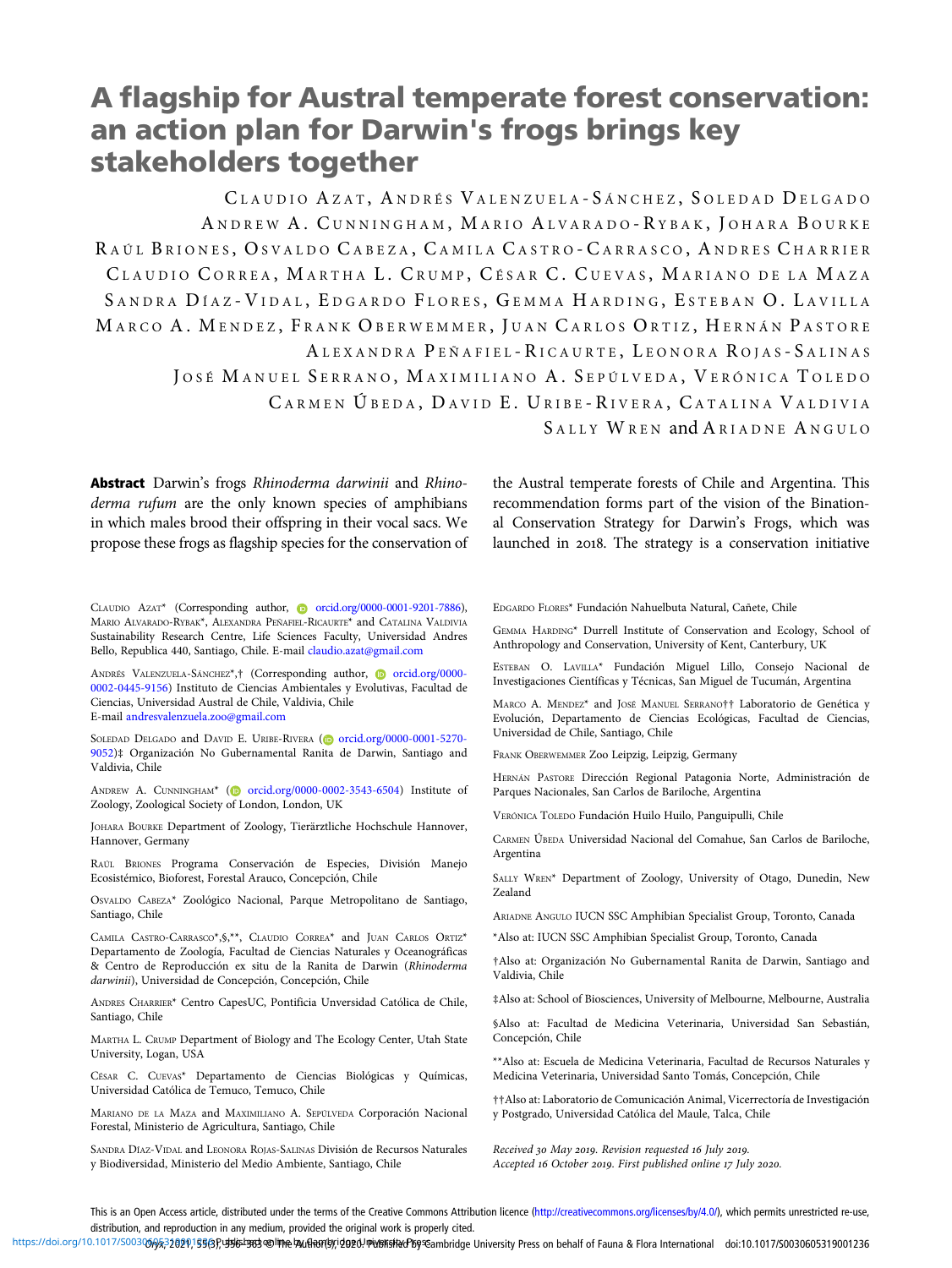# A flagship for Austral temperate forest conservation: an action plan for Darwin's frogs brings key stakeholders together

CLAUDIO AZAT, ANDRÉS VALENZUELA-SÁNCHEZ, SOLEDAD DELGADO, ANDREW A. CUNNINGHAM, MARIO ALVARADO-RYBAK, JOHARA BOURKE, RAÚL BRIONES, OSVALDO CABEZA, CAMILA CASTRO-CARRASCO, ANDRES CHARRIER, CLAUDIO CORREA, MARTHA L. CRUMP, CÉSAR C. CUEVAS, MARIANO DE LA MAZA, SANDRA DÍAZ-VIDAL, EDGARDO FLORES, GEMMA HARDING, ESTEBAN O. LAVILLA, MARCO A. MENDEZ, FRANK OBERWEMMER, JUAN CARLOS ORTIZ, HERNÁN PASTORE, ALEXANDRA PEÑAFIEL-RICAURTE, LEONORA ROJAS-SALINAS, JOSÉ MANUEL SERRANO, MAXIMILIANO A. SEPÚLVEDA, VERÓNICA TOLEDO, CARMEN ÚBEDA, DAVID E. URIBE-RIVERA, CATALINA VALDIVIA, SALLY WREN and ARIADNE ANGULO

**Abstract** Darwin's frogs *Rhinoderma darwinii* and *Rhinoderma rufum* are the only known species of amphibians in which males brood their offspring in their vocal sacs. We propose these frogs as flagship species for the conservation of the Austral temperate forests of Chile and Argentina. This recommendation forms part of the vision of the Binational Conservation Strategy for Darwin's Frogs, which was launched in 2018. The strategy is a conservation initiative

CLAUDIO AZAT* (Corresponding author, orcid.org/0000-0001-9201-7886), MARIO ALVARADO-RYBAK*, ALEXANDRA PEÑAFIEL-RICAURTE* and CATALINA VALDIVIA Sustainability Research Centre, Life Sciences Faculty, Universidad Andres Bello, Republica 440, Santiago, Chile. E-mail claudio.azat@gmail.com

ANDRÉS VALENZUELA-SÁNCHEZ*,† (Corresponding author, orcid.org/0000-0002-0445-9156) Instituto de Ciencias Ambientales y Evolutivas, Facultad de Ciencias, Universidad Austral de Chile, Valdivia, Chile
E-mail andresvalenzuela.zoo@gmail.com

SOLEDAD DELGADO and DAVID E. URIBE-RIVERA (orcid.org/0000-0001-5270-9052)‡ Organización No Gubernamental Ranita de Darwin, Santiago and Valdivia, Chile

ANDREW A. CUNNINGHAM* (orcid.org/0000-0002-3543-6504) Institute of Zoology, Zoological Society of London, London, UK

JOHARA BOURKE Department of Zoology, Tierärztliche Hochschule Hannover, Hannover, Germany

RAÚL BRIONES Programa Conservación de Especies, División Manejo Ecosistémico, Bioforest, Forestal Arauco, Concepción, Chile

OSVALDO CABEZA* Zoológico Nacional, Parque Metropolitano de Santiago, Santiago, Chile

CAMILA CASTRO-CARRASCO*,§,**, CLAUDIO CORREA* and JUAN CARLOS ORTIZ* Departamento de Zoología, Facultad de Ciencias Naturales y Oceanográficas & Centro de Reproducción ex situ de la Ranita de Darwin (*Rhinoderma darwinii*), Universidad de Concepción, Concepción, Chile

ANDRES CHARRIER* Centro CapesUC, Pontificia Unversidad Católica de Chile, Santiago, Chile

MARTHA L. CRUMP Department of Biology and The Ecology Center, Utah State University, Logan, USA

CÉSAR C. CUEVAS* Departamento de Ciencias Biológicas y Químicas, Universidad Católica de Temuco, Temuco, Chile

MARIANO DE LA MAZA and MAXIMILIANO A. SEPÚLVEDA Corporación Nacional Forestal, Ministerio de Agricultura, Santiago, Chile

SANDRA DÍAZ-VIDAL and LEONORA ROJAS-SALINAS División de Recursos Naturales y Biodiversidad, Ministerio del Medio Ambiente, Santiago, Chile

EDGARDO FLORES* Fundación Nahuelbuta Natural, Cañete, Chile

GEMMA HARDING* Durrell Institute of Conservation and Ecology, School of Anthropology and Conservation, University of Kent, Canterbury, UK

ESTEBAN O. LAVILLA* Fundación Miguel Lillo, Consejo Nacional de Investigaciones Científicas y Técnicas, San Miguel de Tucumán, Argentina

MARCO A. MENDEZ* and JOSÉ MANUEL SERRANO†† Laboratorio de Genética y Evolución, Departamento de Ciencias Ecológicas, Facultad de Ciencias, Universidad de Chile, Santiago, Chile

FRANK OBERWEMMER Zoo Leipzig, Leipzig, Germany

HERNÁN PASTORE Dirección Regional Patagonia Norte, Administración de Parques Nacionales, San Carlos de Bariloche, Argentina

VERÓNICA TOLEDO Fundación Huilo Huilo, Panguipulli, Chile

CARMEN ÚBEDA Universidad Nacional del Comahue, San Carlos de Bariloche, Argentina

SALLY WREN* Department of Zoology, University of Otago, Dunedin, New Zealand

ARIADNE ANGULO IUCN SSC Amphibian Specialist Group, Toronto, Canada

*Also at: IUCN SSC Amphibian Specialist Group, Toronto, Canada

†Also at: Organización No Gubernamental Ranita de Darwin, Santiago and Valdivia, Chile

‡Also at: School of Biosciences, University of Melbourne, Melbourne, Australia

§Also at: Facultad de Medicina Veterinaria, Universidad San Sebastián, Concepción, Chile

**Also at: Escuela de Medicina Veterinaria, Facultad de Recursos Naturales y Medicina Veterinaria, Universidad Santo Tomás, Concepción, Chile

††Also at: Laboratorio de Comunicación Animal, Vicerrectoría de Investigación y Postgrado, Universidad Católica del Maule, Talca, Chile

*Received 30 May 2019. Revision requested 16 July 2019.*
*Accepted 16 October 2019. First published online 17 July 2020.*

This is an Open Access article, distributed under the terms of the Creative Commons Attribution licence (http://creativecommons.org/licenses/by/4.0/), which permits unrestricted re-use, distribution, and reproduction in any medium, provided the original work is properly cited.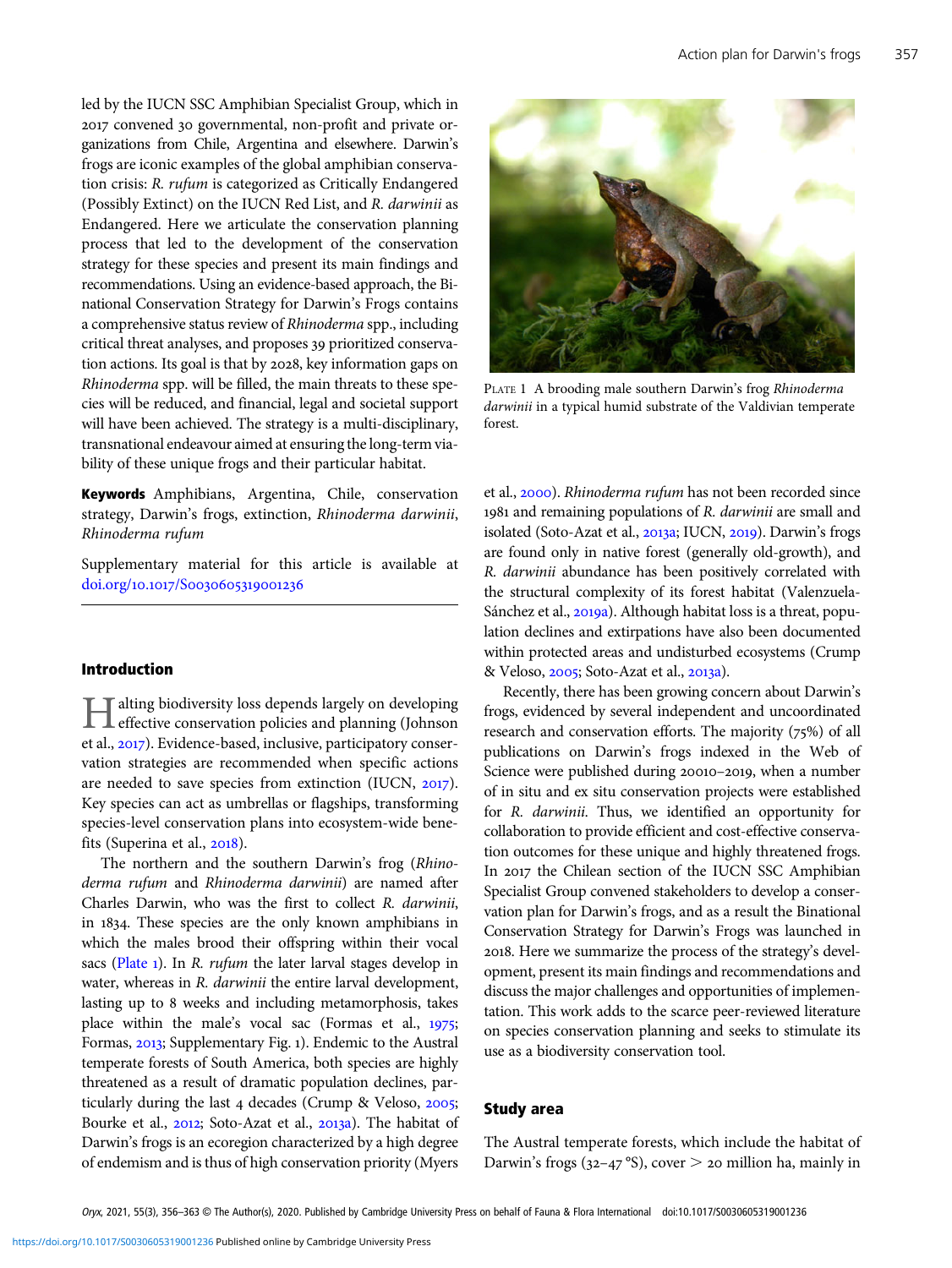led by the IUCN SSC Amphibian Specialist Group, which in 2017 convened 30 governmental, non-profit and private organizations from Chile, Argentina and elsewhere. Darwin's frogs are iconic examples of the global amphibian conservation crisis: *R. rufum* is categorized as Critically Endangered (Possibly Extinct) on the IUCN Red List, and *R. darwinii* as Endangered. Here we articulate the conservation planning process that led to the development of the conservation strategy for these species and present its main findings and recommendations. Using an evidence-based approach, the Binational Conservation Strategy for Darwin's Frogs contains a comprehensive status review of *Rhinoderma* spp., including critical threat analyses, and proposes 39 prioritized conservation actions. Its goal is that by 2028, key information gaps on *Rhinoderma* spp. will be filled, the main threats to these species will be reduced, and financial, legal and societal support will have been achieved. The strategy is a multi-disciplinary, transnational endeavour aimed at ensuring the long-term viability of these unique frogs and their particular habitat.

**Keywords** Amphibians, Argentina, Chile, conservation strategy, Darwin's frogs, extinction, *Rhinoderma darwinii*, *Rhinoderma rufum*

Supplementary material for this article is available at doi.org/10.1017/S0030605319001236

## Introduction

Halting biodiversity loss depends largely on developing effective conservation policies and planning (Johnson et al., 2017). Evidence-based, inclusive, participatory conservation strategies are recommended when specific actions are needed to save species from extinction (IUCN, 2017). Key species can act as umbrellas or flagships, transforming species-level conservation plans into ecosystem-wide benefits (Superina et al., 2018).

The northern and the southern Darwin's frog (*Rhinoderma rufum* and *Rhinoderma darwinii*) are named after Charles Darwin, who was the first to collect *R. darwinii*, in 1834. These species are the only known amphibians in which the males brood their offspring within their vocal sacs (Plate 1). In *R. rufum* the later larval stages develop in water, whereas in *R. darwinii* the entire larval development, lasting up to 8 weeks and including metamorphosis, takes place within the male's vocal sac (Formas et al., 1975; Formas, 2013; Supplementary Fig. 1). Endemic to the Austral temperate forests of South America, both species are highly threatened as a result of dramatic population declines, particularly during the last 4 decades (Crump & Veloso, 2005; Bourke et al., 2012; Soto-Azat et al., 2013a). The habitat of Darwin's frogs is an ecoregion characterized by a high degree of endemism and is thus of high conservation priority (Myers et al., 2000). *Rhinoderma rufum* has not been recorded since 1981 and remaining populations of *R. darwinii* are small and isolated (Soto-Azat et al., 2013a; IUCN, 2019). Darwin's frogs are found only in native forest (generally old-growth), and *R. darwinii* abundance has been positively correlated with the structural complexity of its forest habitat (Valenzuela-Sánchez et al., 2019a). Although habitat loss is a threat, population declines and extirpations have also been documented within protected areas and undisturbed ecosystems (Crump & Veloso, 2005; Soto-Azat et al., 2013a).

PLATE 1 A brooding male southern Darwin's frog *Rhinoderma darwinii* in a typical humid substrate of the Valdivian temperate forest.

Recently, there has been growing concern about Darwin's frogs, evidenced by several independent and uncoordinated research and conservation efforts. The majority (75%) of all publications on Darwin's frogs indexed in the Web of Science were published during 2010–2019, when a number of in situ and ex situ conservation projects were established for *R. darwinii*. Thus, we identified an opportunity for collaboration to provide efficient and cost-effective conservation outcomes for these unique and highly threatened frogs. In 2017 the Chilean section of the IUCN SSC Amphibian Specialist Group convened stakeholders to develop a conservation plan for Darwin's frogs, and as a result the Binational Conservation Strategy for Darwin's Frogs was launched in 2018. Here we summarize the process of the strategy's development, present its main findings and recommendations and discuss the major challenges and opportunities of implementation. This work adds to the scarce peer-reviewed literature on species conservation planning and seeks to stimulate its use as a biodiversity conservation tool.

## Study area

The Austral temperate forests, which include the habitat of Darwin's frogs (32–47 °S), cover > 20 million ha, mainly in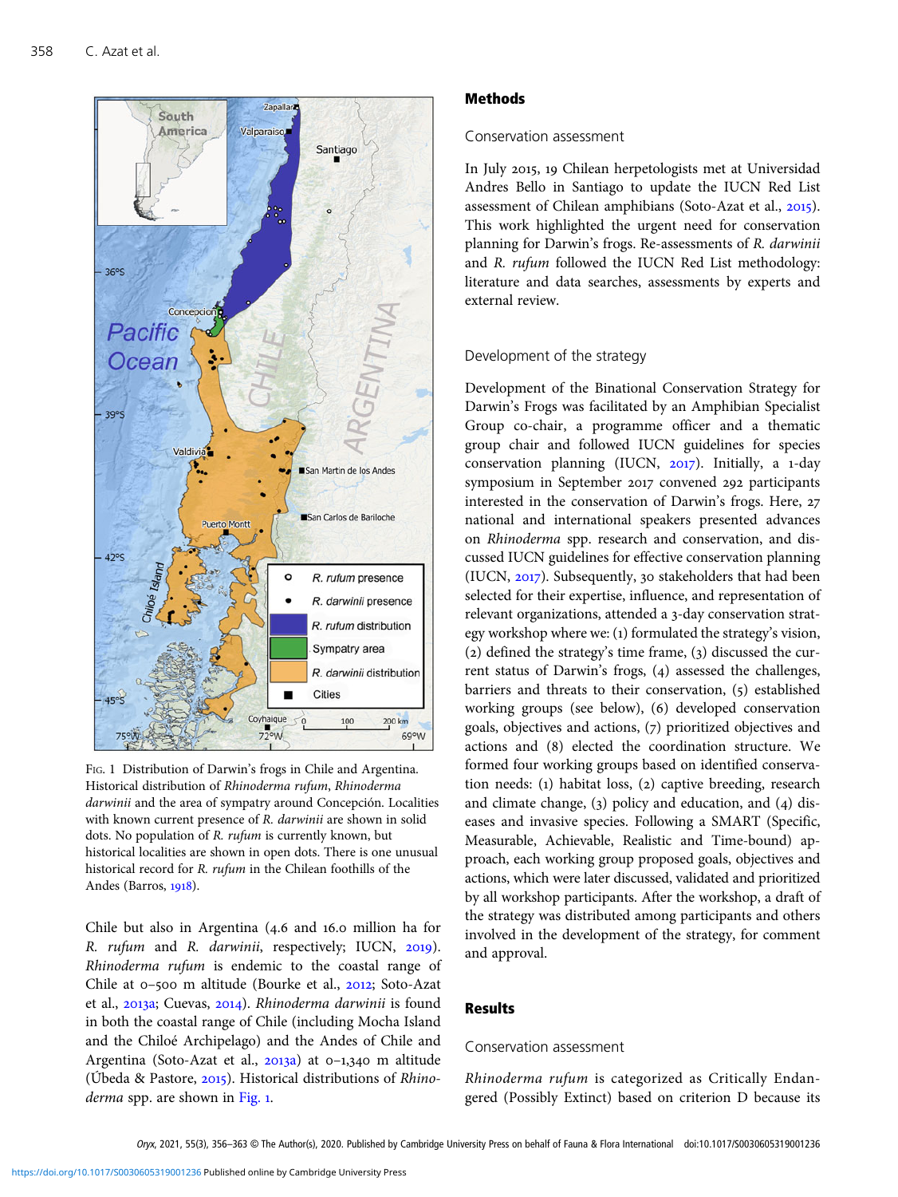Fig. 1 Distribution of Darwin's frogs in Chile and Argentina. Historical distribution of *Rhinoderma rufum*, *Rhinoderma darwinii* and the area of sympatry around Concepción. Localities with known current presence of *R. darwinii* are shown in solid dots. No population of *R. rufum* is currently known, but historical localities are shown in open dots. There is one unusual historical record for *R. rufum* in the Chilean foothills of the Andes (Barros, 1918).

Chile but also in Argentina (4.6 and 16.0 million ha for *R. rufum* and *R. darwinii*, respectively; IUCN, 2019). *Rhinoderma rufum* is endemic to the coastal range of Chile at 0–500 m altitude (Bourke et al., 2012; Soto-Azat et al., 2013a; Cuevas, 2014). *Rhinoderma darwinii* is found in both the coastal range of Chile (including Mocha Island and the Chiloé Archipelago) and the Andes of Chile and Argentina (Soto-Azat et al., 2013a) at 0–1,340 m altitude (Úbeda & Pastore, 2015). Historical distributions of *Rhinoderma* spp. are shown in Fig. 1.

## Methods

### Conservation assessment

In July 2015, 19 Chilean herpetologists met at Universidad Andres Bello in Santiago to update the IUCN Red List assessment of Chilean amphibians (Soto-Azat et al., 2015). This work highlighted the urgent need for conservation planning for Darwin's frogs. Re-assessments of *R. darwinii* and *R. rufum* followed the IUCN Red List methodology: literature and data searches, assessments by experts and external review.

### Development of the strategy

Development of the Binational Conservation Strategy for Darwin's Frogs was facilitated by an Amphibian Specialist Group co-chair, a programme officer and a thematic group chair and followed IUCN guidelines for species conservation planning (IUCN, 2017). Initially, a 1-day symposium in September 2017 convened 292 participants interested in the conservation of Darwin's frogs. Here, 27 national and international speakers presented advances on *Rhinoderma* spp. research and conservation, and discussed IUCN guidelines for effective conservation planning (IUCN, 2017). Subsequently, 30 stakeholders that had been selected for their expertise, influence, and representation of relevant organizations, attended a 3-day conservation strategy workshop where we: (1) formulated the strategy's vision, (2) defined the strategy's time frame, (3) discussed the current status of Darwin's frogs, (4) assessed the challenges, barriers and threats to their conservation, (5) established working groups (see below), (6) developed conservation goals, objectives and actions, (7) prioritized objectives and actions and (8) elected the coordination structure. We formed four working groups based on identified conservation needs: (1) habitat loss, (2) captive breeding, research and climate change, (3) policy and education, and (4) diseases and invasive species. Following a SMART (Specific, Measurable, Achievable, Realistic and Time-bound) approach, each working group proposed goals, objectives and actions, which were later discussed, validated and prioritized by all workshop participants. After the workshop, a draft of the strategy was distributed among participants and others involved in the development of the strategy, for comment and approval.

## Results

### Conservation assessment

*Rhinoderma rufum* is categorized as Critically Endangered (Possibly Extinct) based on criterion D because its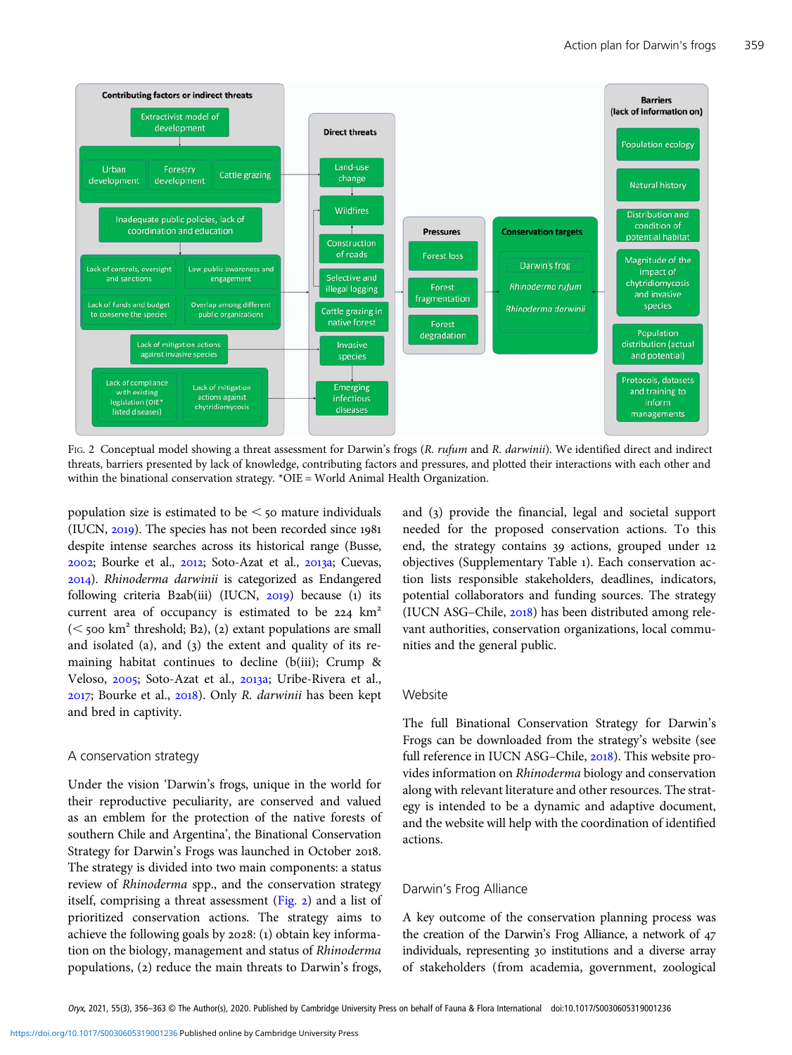Fig. 2 Conceptual model showing a threat assessment for Darwin's frogs (*R. rufum* and *R. darwinii*). We identified direct and indirect threats, barriers presented by lack of knowledge, contributing factors and pressures, and plotted their interactions with each other and within the binational conservation strategy. *OIE = World Animal Health Organization.

population size is estimated to be < 50 mature individuals (IUCN, 2019). The species has not been recorded since 1981 despite intense searches across its historical range (Busse, 2002; Bourke et al., 2012; Soto-Azat et al., 2013a; Cuevas, 2014). *Rhinoderma darwinii* is categorized as Endangered following criteria B2ab(iii) (IUCN, 2019) because (1) its current area of occupancy is estimated to be 224 $km^2$ (< 500 $km^2$ threshold; B2), (2) extant populations are small and isolated (a), and (3) the extent and quality of its remaining habitat continues to decline (b(iii); Crump & Veloso, 2005; Soto-Azat et al., 2013a; Uribe-Rivera et al., 2017; Bourke et al., 2018). Only *R. darwinii* has been kept and bred in captivity.

## A conservation strategy

Under the vision 'Darwin's frogs, unique in the world for their reproductive peculiarity, are conserved and valued as an emblem for the protection of the native forests of southern Chile and Argentina', the Binational Conservation Strategy for Darwin's Frogs was launched in October 2018. The strategy is divided into two main components: a status review of *Rhinoderma* spp., and the conservation strategy itself, comprising a threat assessment (Fig. 2) and a list of prioritized conservation actions. The strategy aims to achieve the following goals by 2028: (1) obtain key information on the biology, management and status of *Rhinoderma* populations, (2) reduce the main threats to Darwin's frogs, and (3) provide the financial, legal and societal support needed for the proposed conservation actions. To this end, the strategy contains 39 actions, grouped under 12 objectives (Supplementary Table 1). Each conservation action lists responsible stakeholders, deadlines, indicators, potential collaborators and funding sources. The strategy (IUCN ASG–Chile, 2018) has been distributed among relevant authorities, conservation organizations, local communities and the general public.

## Website

The full Binational Conservation Strategy for Darwin's Frogs can be downloaded from the strategy's website (see full reference in IUCN ASG–Chile, 2018). This website provides information on *Rhinoderma* biology and conservation along with relevant literature and other resources. The strategy is intended to be a dynamic and adaptive document, and the website will help with the coordination of identified actions.

## Darwin's Frog Alliance

A key outcome of the conservation planning process was the creation of the Darwin's Frog Alliance, a network of 47 individuals, representing 30 institutions and a diverse array of stakeholders (from academia, government, zoological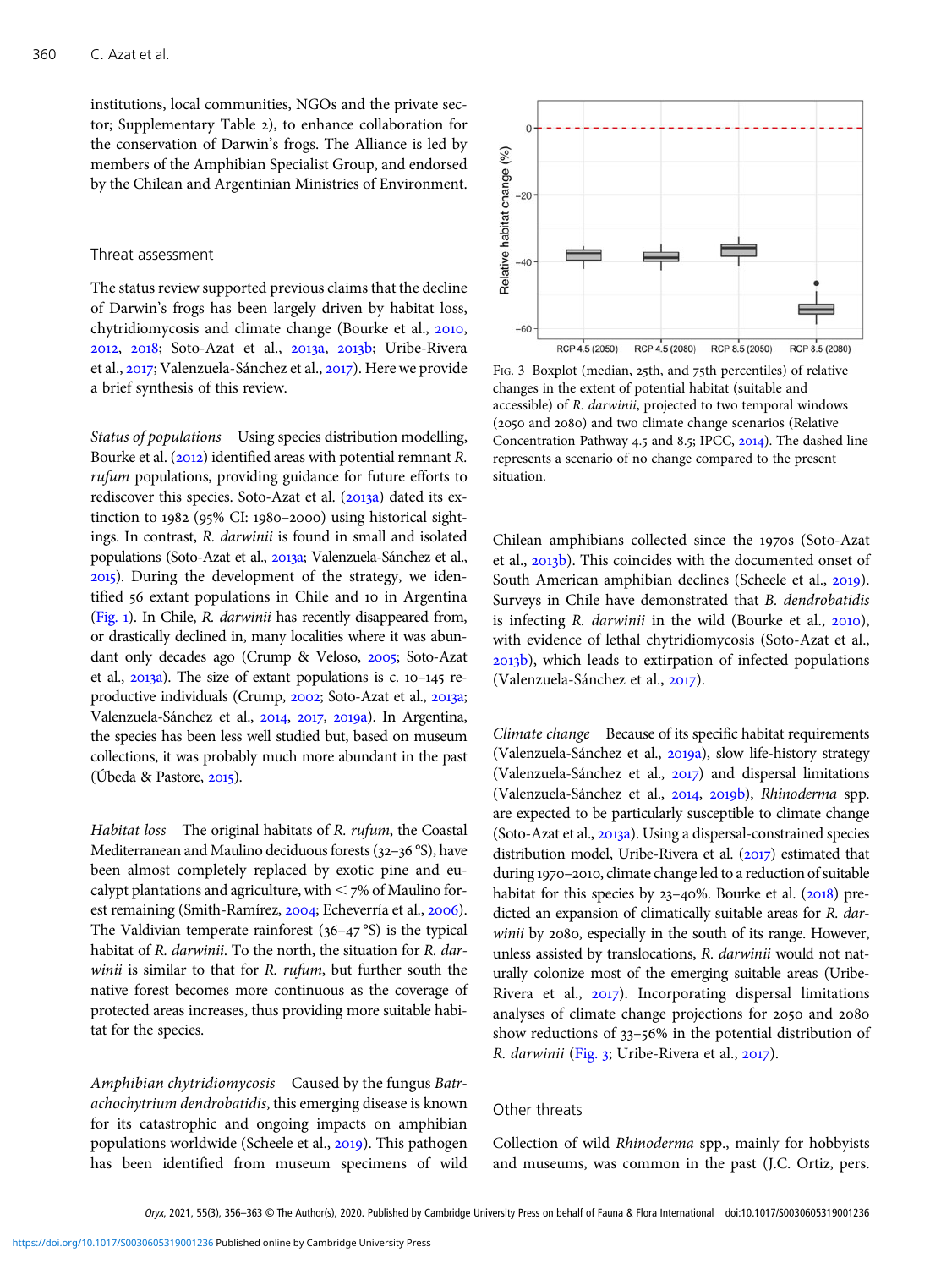institutions, local communities, NGOs and the private sector; Supplementary Table 2), to enhance collaboration for the conservation of Darwin's frogs. The Alliance is led by members of the Amphibian Specialist Group, and endorsed by the Chilean and Argentinian Ministries of Environment.

## Threat assessment

The status review supported previous claims that the decline of Darwin's frogs has been largely driven by habitat loss, chytridiomycosis and climate change (Bourke et al., 2010, 2012, 2018; Soto-Azat et al., 2013a, 2013b; Uribe-Rivera et al., 2017; Valenzuela-Sánchez et al., 2017). Here we provide a brief synthesis of this review.

*Status of populations* Using species distribution modelling, Bourke et al. (2012) identified areas with potential remnant *R. rufum* populations, providing guidance for future efforts to rediscover this species. Soto-Azat et al. (2013a) dated its extinction to 1982 (95% CI: 1980–2000) using historical sightings. In contrast, *R. darwinii* is found in small and isolated populations (Soto-Azat et al., 2013a; Valenzuela-Sánchez et al., 2015). During the development of the strategy, we identified 56 extant populations in Chile and 10 in Argentina (Fig. 1). In Chile, *R. darwinii* has recently disappeared from, or drastically declined in, many localities where it was abundant only decades ago (Crump & Veloso, 2005; Soto-Azat et al., 2013a). The size of extant populations is c. 10–145 reproductive individuals (Crump, 2002; Soto-Azat et al., 2013a; Valenzuela-Sánchez et al., 2014, 2017, 2019a). In Argentina, the species has been less well studied but, based on museum collections, it was probably much more abundant in the past (Úbeda & Pastore, 2015).

*Habitat loss* The original habitats of *R. rufum*, the Coastal Mediterranean and Maulino deciduous forests (32–36 °S), have been almost completely replaced by exotic pine and eucalypt plantations and agriculture, with < 7% of Maulino forest remaining (Smith-Ramírez, 2004; Echeverría et al., 2006). The Valdivian temperate rainforest (36–47 °S) is the typical habitat of *R. darwinii*. To the north, the situation for *R. darwinii* is similar to that for *R. rufum*, but further south the native forest becomes more continuous as the coverage of protected areas increases, thus providing more suitable habitat for the species.

*Amphibian chytridiomycosis* Caused by the fungus *Batrachochytrium dendrobatidis*, this emerging disease is known for its catastrophic and ongoing impacts on amphibian populations worldwide (Scheele et al., 2019). This pathogen has been identified from museum specimens of wild Chilean amphibians collected since the 1970s (Soto-Azat et al., 2013b). This coincides with the documented onset of South American amphibian declines (Scheele et al., 2019). Surveys in Chile have demonstrated that *B. dendrobatidis* is infecting *R. darwinii* in the wild (Bourke et al., 2010), with evidence of lethal chytridiomycosis (Soto-Azat et al., 2013b), which leads to extirpation of infected populations (Valenzuela-Sánchez et al., 2017).

Fig. 3 Boxplot (median, 25th, and 75th percentiles) of relative changes in the extent of potential habitat (suitable and accessible) of *R. darwinii*, projected to two temporal windows (2050 and 2080) and two climate change scenarios (Relative Concentration Pathway 4.5 and 8.5; IPCC, 2014). The dashed line represents a scenario of no change compared to the present situation.

*Climate change* Because of its specific habitat requirements (Valenzuela-Sánchez et al., 2019a), slow life-history strategy (Valenzuela-Sánchez et al., 2017) and dispersal limitations (Valenzuela-Sánchez et al., 2014, 2019b), *Rhinoderma* spp. are expected to be particularly susceptible to climate change (Soto-Azat et al., 2013a). Using a dispersal-constrained species distribution model, Uribe-Rivera et al. (2017) estimated that during 1970–2010, climate change led to a reduction of suitable habitat for this species by 23–40%. Bourke et al. (2018) predicted an expansion of climatically suitable areas for *R. darwinii* by 2080, especially in the south of its range. However, unless assisted by translocations, *R. darwinii* would not naturally colonize most of the emerging suitable areas (Uribe-Rivera et al., 2017). Incorporating dispersal limitations analyses of climate change projections for 2050 and 2080 show reductions of 33–56% in the potential distribution of *R. darwinii* (Fig. 3; Uribe-Rivera et al., 2017).

## Other threats

Collection of wild *Rhinoderma* spp., mainly for hobbyists and museums, was common in the past (J.C. Ortiz, pers.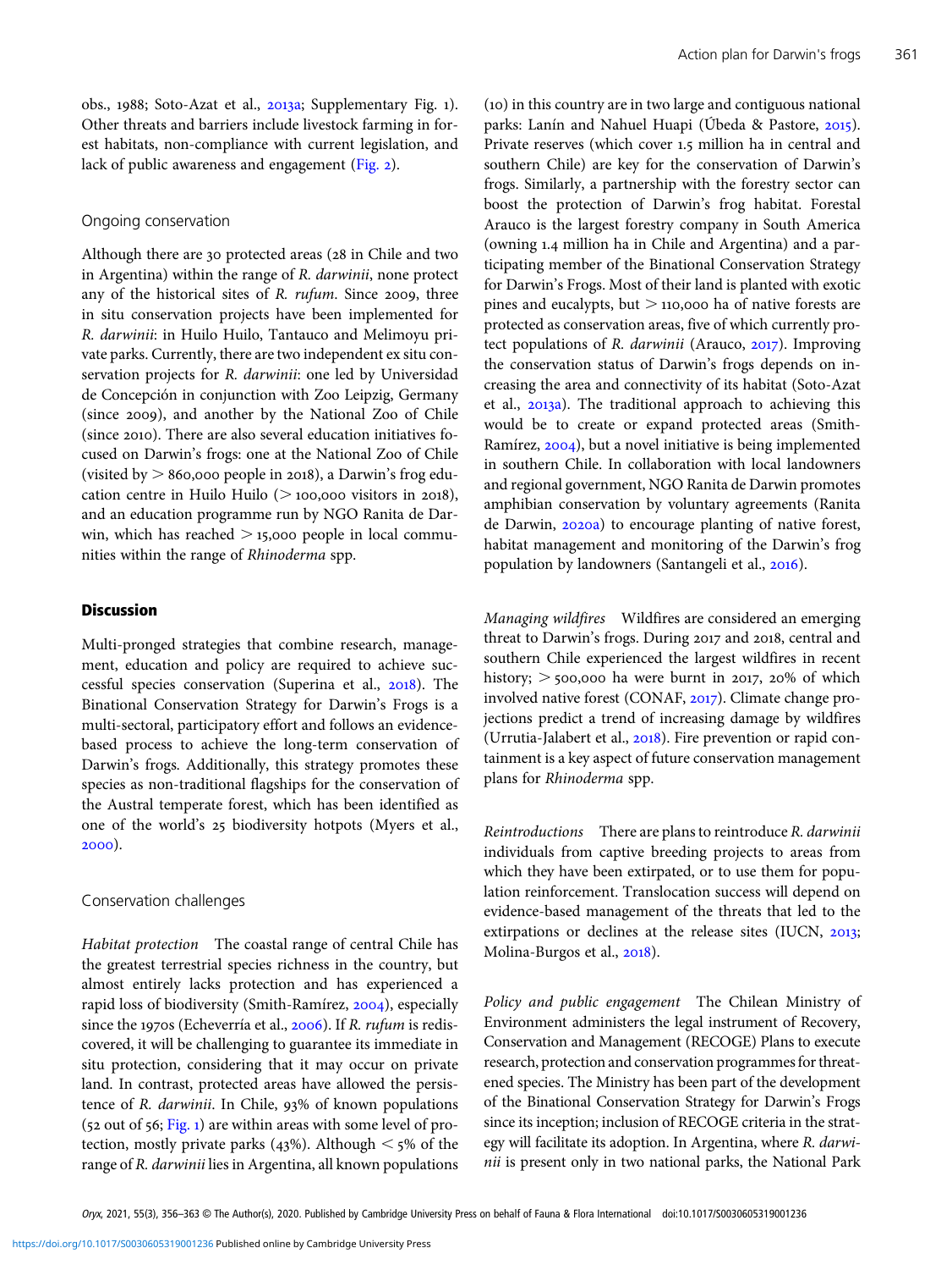obs., 1988; Soto-Azat et al., 2013a; Supplementary Fig. 1). Other threats and barriers include livestock farming in forest habitats, non-compliance with current legislation, and lack of public awareness and engagement (Fig. 2).

### Ongoing conservation

Although there are 30 protected areas (28 in Chile and two in Argentina) within the range of *R. darwinii*, none protect any of the historical sites of *R. rufum*. Since 2009, three in situ conservation projects have been implemented for *R. darwinii*: in Huilo Huilo, Tantauco and Melimoyu private parks. Currently, there are two independent ex situ conservation projects for *R. darwinii*: one led by Universidad de Concepción in conjunction with Zoo Leipzig, Germany (since 2009), and another by the National Zoo of Chile (since 2010). There are also several education initiatives focused on Darwin's frogs: one at the National Zoo of Chile (visited by > 860,000 people in 2018), a Darwin's frog education centre in Huilo Huilo (> 100,000 visitors in 2018), and an education programme run by NGO Ranita de Darwin, which has reached > 15,000 people in local communities within the range of *Rhinoderma* spp.

## Discussion

Multi-pronged strategies that combine research, management, education and policy are required to achieve successful species conservation (Superina et al., 2018). The Binational Conservation Strategy for Darwin's Frogs is a multi-sectoral, participatory effort and follows an evidence-based process to achieve the long-term conservation of Darwin's frogs. Additionally, this strategy promotes these species as non-traditional flagships for the conservation of the Austral temperate forest, which has been identified as one of the world's 25 biodiversity hotpots (Myers et al., 2000).

### Conservation challenges

*Habitat protection* The coastal range of central Chile has the greatest terrestrial species richness in the country, but almost entirely lacks protection and has experienced a rapid loss of biodiversity (Smith-Ramírez, 2004), especially since the 1970s (Echeverría et al., 2006). If *R. rufum* is rediscovered, it will be challenging to guarantee its immediate in situ protection, considering that it may occur on private land. In contrast, protected areas have allowed the persistence of *R. darwinii*. In Chile, 93% of known populations (52 out of 56; Fig. 1) are within areas with some level of protection, mostly private parks (43%). Although < 5% of the range of *R. darwinii* lies in Argentina, all known populations (10) in this country are in two large and contiguous national parks: Lanín and Nahuel Huapi (Úbeda & Pastore, 2015). Private reserves (which cover 1.5 million ha in central and southern Chile) are key for the conservation of Darwin's frogs. Similarly, a partnership with the forestry sector can boost the protection of Darwin's frog habitat. Forestal Arauco is the largest forestry company in South America (owning 1.4 million ha in Chile and Argentina) and a participating member of the Binational Conservation Strategy for Darwin's Frogs. Most of their land is planted with exotic pines and eucalypts, but > 110,000 ha of native forests are protected as conservation areas, five of which currently protect populations of *R. darwinii* (Arauco, 2017). Improving the conservation status of Darwin's frogs depends on increasing the area and connectivity of its habitat (Soto-Azat et al., 2013a). The traditional approach to achieving this would be to create or expand protected areas (Smith-Ramírez, 2004), but a novel initiative is being implemented in southern Chile. In collaboration with local landowners and regional government, NGO Ranita de Darwin promotes amphibian conservation by voluntary agreements (Ranita de Darwin, 2020a) to encourage planting of native forest, habitat management and monitoring of the Darwin's frog population by landowners (Santangeli et al., 2016).

*Managing wildfires* Wildfires are considered an emerging threat to Darwin's frogs. During 2017 and 2018, central and southern Chile experienced the largest wildfires in recent history; > 500,000 ha were burnt in 2017, 20% of which involved native forest (CONAF, 2017). Climate change projections predict a trend of increasing damage by wildfires (Urrutia-Jalabert et al., 2018). Fire prevention or rapid containment is a key aspect of future conservation management plans for *Rhinoderma* spp.

*Reintroductions* There are plans to reintroduce *R. darwinii* individuals from captive breeding projects to areas from which they have been extirpated, or to use them for population reinforcement. Translocation success will depend on evidence-based management of the threats that led to the extirpations or declines at the release sites (IUCN, 2013; Molina-Burgos et al., 2018).

*Policy and public engagement* The Chilean Ministry of Environment administers the legal instrument of Recovery, Conservation and Management (RECOGE) Plans to execute research, protection and conservation programmes for threatened species. The Ministry has been part of the development of the Binational Conservation Strategy for Darwin's Frogs since its inception; inclusion of RECOGE criteria in the strategy will facilitate its adoption. In Argentina, where *R. darwinii* is present only in two national parks, the National Park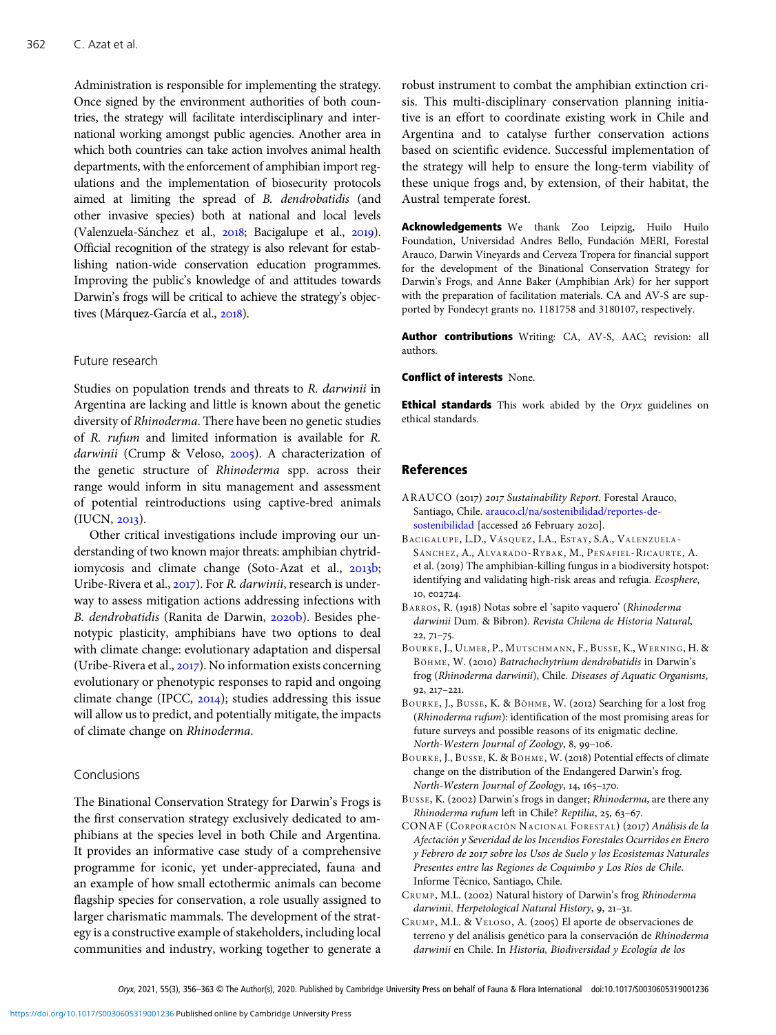Administration is responsible for implementing the strategy. Once signed by the environment authorities of both countries, the strategy will facilitate interdisciplinary and international working amongst public agencies. Another area in which both countries can take action involves animal health departments, with the enforcement of amphibian import regulations and the implementation of biosecurity protocols aimed at limiting the spread of *B. dendrobatidis* (and other invasive species) both at national and local levels (Valenzuela-Sánchez et al., 2018; Bacigalupe et al., 2019). Official recognition of the strategy is also relevant for establishing nation-wide conservation education programmes. Improving the public's knowledge of and attitudes towards Darwin's frogs will be critical to achieve the strategy's objectives (Márquez-García et al., 2018).

## Future research

Studies on population trends and threats to *R. darwinii* in Argentina are lacking and little is known about the genetic diversity of *Rhinoderma*. There have been no genetic studies of *R. rufum* and limited information is available for *R. darwinii* (Crump & Veloso, 2005). A characterization of the genetic structure of *Rhinoderma* spp. across their range would inform in situ management and assessment of potential reintroductions using captive-bred animals (IUCN, 2013).

Other critical investigations include improving our understanding of two known major threats: amphibian chytridiomycosis and climate change (Soto-Azat et al., 2013b; Uribe-Rivera et al., 2017). For *R. darwinii*, research is underway to assess mitigation actions addressing infections with *B. dendrobatidis* (Ranita de Darwin, 2020b). Besides phenotypic plasticity, amphibians have two options to deal with climate change: evolutionary adaptation and dispersal (Uribe-Rivera et al., 2017). No information exists concerning evolutionary or phenotypic responses to rapid and ongoing climate change (IPCC, 2014); studies addressing this issue will allow us to predict, and potentially mitigate, the impacts of climate change on *Rhinoderma*.

## Conclusions

The Binational Conservation Strategy for Darwin's Frogs is the first conservation strategy exclusively dedicated to amphibians at the species level in both Chile and Argentina. It provides an informative case study of a comprehensive programme for iconic, yet under-appreciated, fauna and an example of how small ectothermic animals can become flagship species for conservation, a role usually assigned to larger charismatic mammals. The development of the strategy is a constructive example of stakeholders, including local communities and industry, working together to generate a robust instrument to combat the amphibian extinction crisis. This multi-disciplinary conservation planning initiative is an effort to coordinate existing work in Chile and Argentina and to catalyse further conservation actions based on scientific evidence. Successful implementation of the strategy will help to ensure the long-term viability of these unique frogs and, by extension, of their habitat, the Austral temperate forest.

**Acknowledgements** We thank Zoo Leipzig, Huilo Huilo Foundation, Universidad Andres Bello, Fundación MERI, Forestal Arauco, Darwin Vineyards and Cerveza Tropera for financial support for the development of the Binational Conservation Strategy for Darwin's Frogs, and Anne Baker (Amphibian Ark) for her support with the preparation of facilitation materials. CA and AV-S are supported by Fondecyt grants no. 1181758 and 3180107, respectively.

**Author contributions** Writing: CA, AV-S, AAC; revision: all authors.

**Conflict of interests** None.

**Ethical standards** This work abided by the *Oryx* guidelines on ethical standards.

## References

ARAUCO (2017) *2017 Sustainability Report*. Forestal Arauco, Santiago, Chile. arauco.cl/na/sostenibilidad/reportes-de-sostenibilidad [accessed 26 February 2020].

Bacigalupe, L.D., Vásquez, I.A., Estay, S.A., Valenzuela-Sánchez, A., Alvarado-Rybak, M., Peñafiel-Ricaurte, A. et al. (2019) The amphibian-killing fungus in a biodiversity hotspot: identifying and validating high-risk areas and refugia. *Ecosphere*, 10, e02724.

Barros, R. (1918) Notas sobre el 'sapito vaquero' (*Rhinoderma darwinii* Dum. & Bibron). *Revista Chilena de Historia Natural*, 22, 71–75.

Bourke, J., Ulmer, P., Mutschmann, F., Busse, K., Werning, H. & Böhme, W. (2010) *Batrachochytrium dendrobatidis* in Darwin's frog (*Rhinoderma darwinii*), Chile. *Diseases of Aquatic Organisms*, 92, 217–221.

Bourke, J., Busse, K. & Böhme, W. (2012) Searching for a lost frog (*Rhinoderma rufum*): identification of the most promising areas for future surveys and possible reasons of its enigmatic decline. *North-Western Journal of Zoology*, 8, 99–106.

Bourke, J., Busse, K. & Böhme, W. (2018) Potential effects of climate change on the distribution of the Endangered Darwin's frog. *North-Western Journal of Zoology*, 14, 165–170.

Busse, K. (2002) Darwin's frogs in danger; *Rhinoderma*, are there any *Rhinoderma rufum* left in Chile? *Reptilia*, 25, 63–67.

CONAF (Corporación Nacional Forestal) (2017) *Análisis de la Afectación y Severidad de los Incendios Forestales Ocurridos en Enero y Febrero de 2017 sobre los Usos de Suelo y los Ecosistemas Naturales Presentes entre las Regiones de Coquimbo y Los Ríos de Chile.* Informe Técnico, Santiago, Chile.

Crump, M.L. (2002) Natural history of Darwin's frog *Rhinoderma darwinii*. *Herpetological Natural History*, 9, 21–31.

Crump, M.L. & Veloso, A. (2005) El aporte de observaciones de terreno y del análisis genético para la conservación de *Rhinoderma darwinii* en Chile. In *Historia, Biodiversidad y Ecología de los*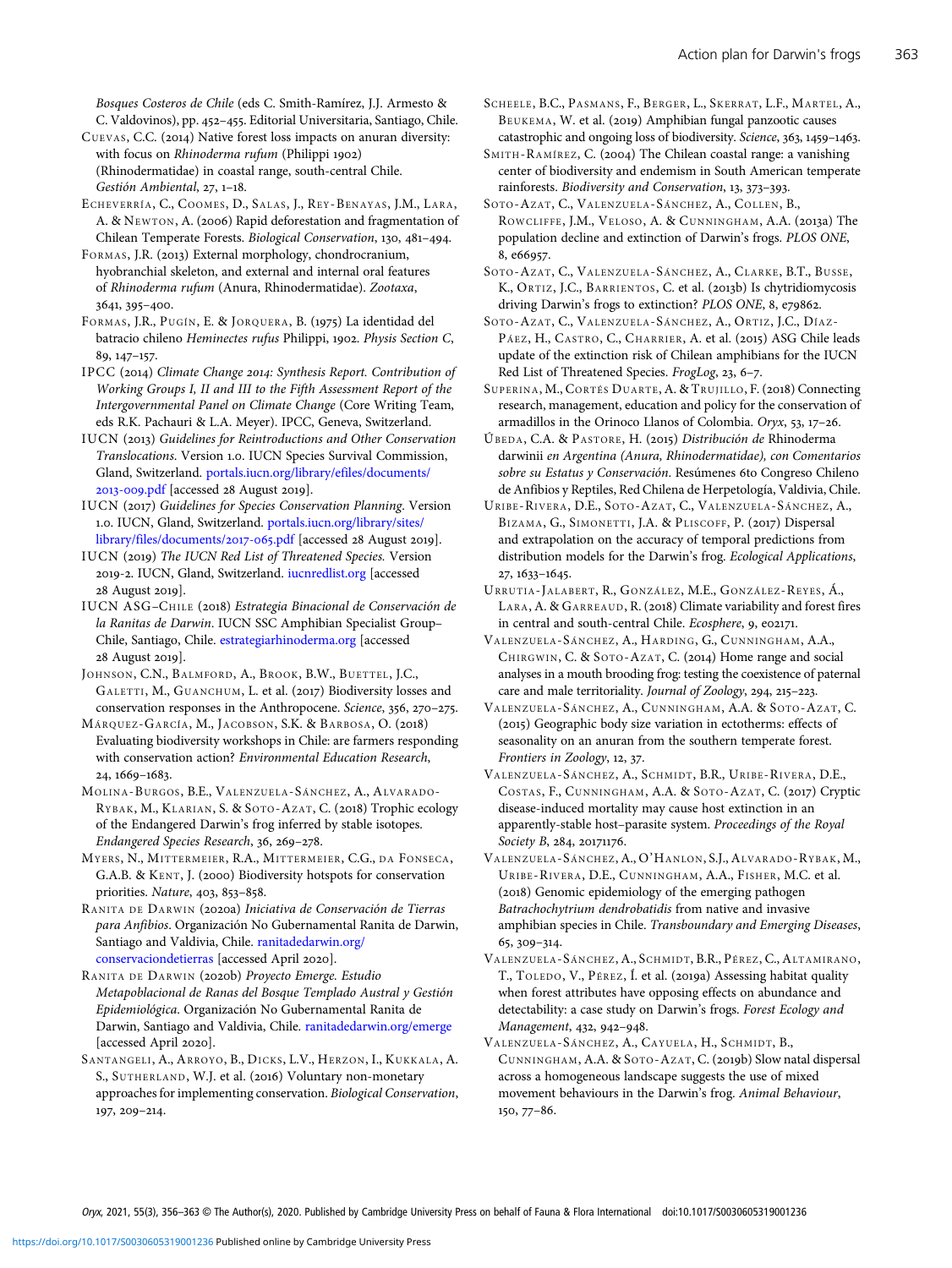Bosques Costeros de Chile (eds C. Smith-Ramírez, J.J. Armesto & C. Valdovinos), pp. 452–455. Editorial Universitaria, Santiago, Chile.

Cuevas, C.C. (2014) Native forest loss impacts on anuran diversity: with focus on *Rhinoderma rufum* (Philippi 1902) (Rhinodermatidae) in coastal range, south-central Chile. *Gestión Ambiental*, 27, 1–18.

Echeverría, C., Coomes, D., Salas, J., Rey-Benayas, J.M., Lara, A. & Newton, A. (2006) Rapid deforestation and fragmentation of Chilean Temperate Forests. *Biological Conservation*, 130, 481–494.

Formas, J.R. (2013) External morphology, chondrocranium, hyobranchial skeleton, and external and internal oral features of *Rhinoderma rufum* (Anura, Rhinodermatidae). *Zootaxa*, 3641, 395–400.

Formas, J.R., Pugín, E. & Jorquera, B. (1975) La identidad del batracio chileno *Heminectes rufus* Philippi, 1902. *Physis Section C*, 89, 147–157.

IPCC (2014) *Climate Change 2014: Synthesis Report. Contribution of Working Groups I, II and III to the Fifth Assessment Report of the Intergovernmental Panel on Climate Change* (Core Writing Team, eds R.K. Pachauri & L.A. Meyer). IPCC, Geneva, Switzerland.

IUCN (2013) *Guidelines for Reintroductions and Other Conservation Translocations*. Version 1.0. IUCN Species Survival Commission, Gland, Switzerland. portals.iucn.org/library/efiles/documents/2013-009.pdf [accessed 28 August 2019].

IUCN (2017) *Guidelines for Species Conservation Planning*. Version 1.0. IUCN, Gland, Switzerland. portals.iucn.org/library/sites/library/files/documents/2017-065.pdf [accessed 28 August 2019].

IUCN (2019) *The IUCN Red List of Threatened Species*. Version 2019-2. IUCN, Gland, Switzerland. iucnredlist.org [accessed 28 August 2019].

IUCN ASG–Chile (2018) *Estrategia Binacional de Conservación de la Ranitas de Darwin*. IUCN SSC Amphibian Specialist Group–Chile, Santiago, Chile. estrategiarhinoderma.org [accessed 28 August 2019].

Johnson, C.N., Balmford, A., Brook, B.W., Buettel, J.C., Galetti, M., Guanchum, L. et al. (2017) Biodiversity losses and conservation responses in the Anthropocene. *Science*, 356, 270–275.

Márquez-García, M., Jacobson, S.K. & Barbosa, O. (2018) Evaluating biodiversity workshops in Chile: are farmers responding with conservation action? *Environmental Education Research*, 24, 1669–1683.

Molina-Burgos, B.E., Valenzuela-Sánchez, A., Alvarado-Rybak, M., Klarian, S. & Soto-Azat, C. (2018) Trophic ecology of the Endangered Darwin's frog inferred by stable isotopes. *Endangered Species Research*, 36, 269–278.

Myers, N., Mittermeier, R.A., Mittermeier, C.G., da Fonseca, G.A.B. & Kent, J. (2000) Biodiversity hotspots for conservation priorities. *Nature*, 403, 853–858.

Ranita de Darwin (2020a) *Iniciativa de Conservación de Tierras para Anfibios*. Organización No Gubernamental Ranita de Darwin, Santiago and Valdivia, Chile. ranitadedarwin.org/conservaciondetierras [accessed April 2020].

Ranita de Darwin (2020b) *Proyecto Emerge. Estudio Metapoblacional de Ranas del Bosque Templado Austral y Gestión Epidemiológica*. Organización No Gubernamental Ranita de Darwin, Santiago and Valdivia, Chile. ranitadedarwin.org/emerge [accessed April 2020].

Santangeli, A., Arroyo, B., Dicks, L.V., Herzon, I., Kukkala, A. S., Sutherland, W.J. et al. (2016) Voluntary non-monetary approaches for implementing conservation. *Biological Conservation*, 197, 209–214.

Scheele, B.C., Pasmans, F., Berger, L., Skerrat, L.F., Martel, A., Beukema, W. et al. (2019) Amphibian fungal panzootic causes catastrophic and ongoing loss of biodiversity. *Science*, 363, 1459–1463.

Smith-Ramírez, C. (2004) The Chilean coastal range: a vanishing center of biodiversity and endemism in South American temperate rainforests. *Biodiversity and Conservation*, 13, 373–393.

Soto-Azat, C., Valenzuela-Sánchez, A., Collen, B., Rowcliffe, J.M., Veloso, A. & Cunningham, A.A. (2013a) The population decline and extinction of Darwin's frogs. *PLOS ONE*, 8, e66957.

Soto-Azat, C., Valenzuela-Sánchez, A., Clarke, B.T., Busse, K., Ortiz, J.C., Barrientos, C. et al. (2013b) Is chytridiomycosis driving Darwin's frogs to extinction? *PLOS ONE*, 8, e79862.

Soto-Azat, C., Valenzuela-Sánchez, A., Ortiz, J.C., Díaz-Páez, H., Castro, C., Charrier, A. et al. (2015) ASG Chile leads update of the extinction risk of Chilean amphibians for the IUCN Red List of Threatened Species. *FrogLog*, 23, 6–7.

Superina, M., Cortés Duarte, A. & Trujillo, F. (2018) Connecting research, management, education and policy for the conservation of armadillos in the Orinoco Llanos of Colombia. *Oryx*, 53, 17–26.

Úbeda, C.A. & Pastore, H. (2015) *Distribución de* Rhinoderma darwinii *en Argentina (Anura, Rhinodermatidae), con Comentarios sobre su Estatus y Conservación*. Resúmenes 6to Congreso Chileno de Anfibios y Reptiles, Red Chilena de Herpetología, Valdivia, Chile.

Uribe-Rivera, D.E., Soto-Azat, C., Valenzuela-Sánchez, A., Bizama, G., Simonetti, J.A. & Pliscoff, P. (2017) Dispersal and extrapolation on the accuracy of temporal predictions from distribution models for the Darwin's frog. *Ecological Applications*, 27, 1633–1645.

Urrutia-Jalabert, R., González, M.E., González-Reyes, Á., Lara, A. & Garreaud, R. (2018) Climate variability and forest fires in central and south-central Chile. *Ecosphere*, 9, e02171.

Valenzuela-Sánchez, A., Harding, G., Cunningham, A.A., Chirgwin, C. & Soto-Azat, C. (2014) Home range and social analyses in a mouth brooding frog: testing the coexistence of paternal care and male territoriality. *Journal of Zoology*, 294, 215–223.

Valenzuela-Sánchez, A., Cunningham, A.A. & Soto-Azat, C. (2015) Geographic body size variation in ectotherms: effects of seasonality on an anuran from the southern temperate forest. *Frontiers in Zoology*, 12, 37.

Valenzuela-Sánchez, A., Schmidt, B.R., Uribe-Rivera, D.E., Costas, F., Cunningham, A.A. & Soto-Azat, C. (2017) Cryptic disease-induced mortality may cause host extinction in an apparently-stable host–parasite system. *Proceedings of the Royal Society B*, 284, 20171176.

Valenzuela-Sánchez, A., O'Hanlon, S.J., Alvarado-Rybak, M., Uribe-Rivera, D.E., Cunningham, A.A., Fisher, M.C. et al. (2018) Genomic epidemiology of the emerging pathogen *Batrachochytrium dendrobatidis* from native and invasive amphibian species in Chile. *Transboundary and Emerging Diseases*, 65, 309–314.

Valenzuela-Sánchez, A., Schmidt, B.R., Pérez, C., Altamirano, T., Toledo, V., Pérez, Í. et al. (2019a) Assessing habitat quality when forest attributes have opposing effects on abundance and detectability: a case study on Darwin's frogs. *Forest Ecology and Management*, 432, 942–948.

Valenzuela-Sánchez, A., Cayuela, H., Schmidt, B., Cunningham, A.A. & Soto-Azat, C. (2019b) Slow natal dispersal across a homogeneous landscape suggests the use of mixed movement behaviours in the Darwin's frog. *Animal Behaviour*, 150, 77–86.